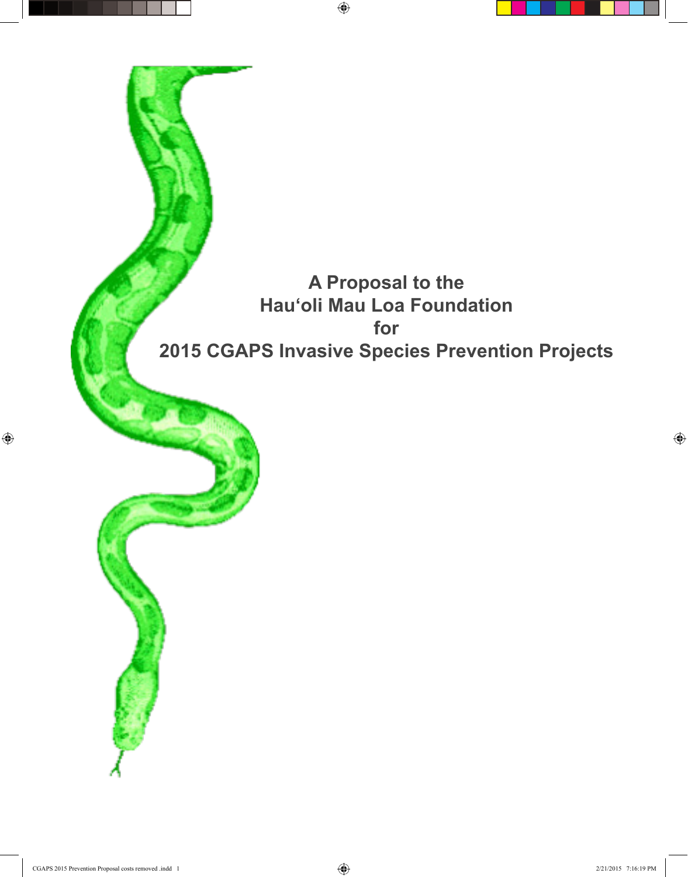# A Proposal to the Hau'oli Mau Loa Foundation for 2015 CGAPS Invasive Species Prevention Projects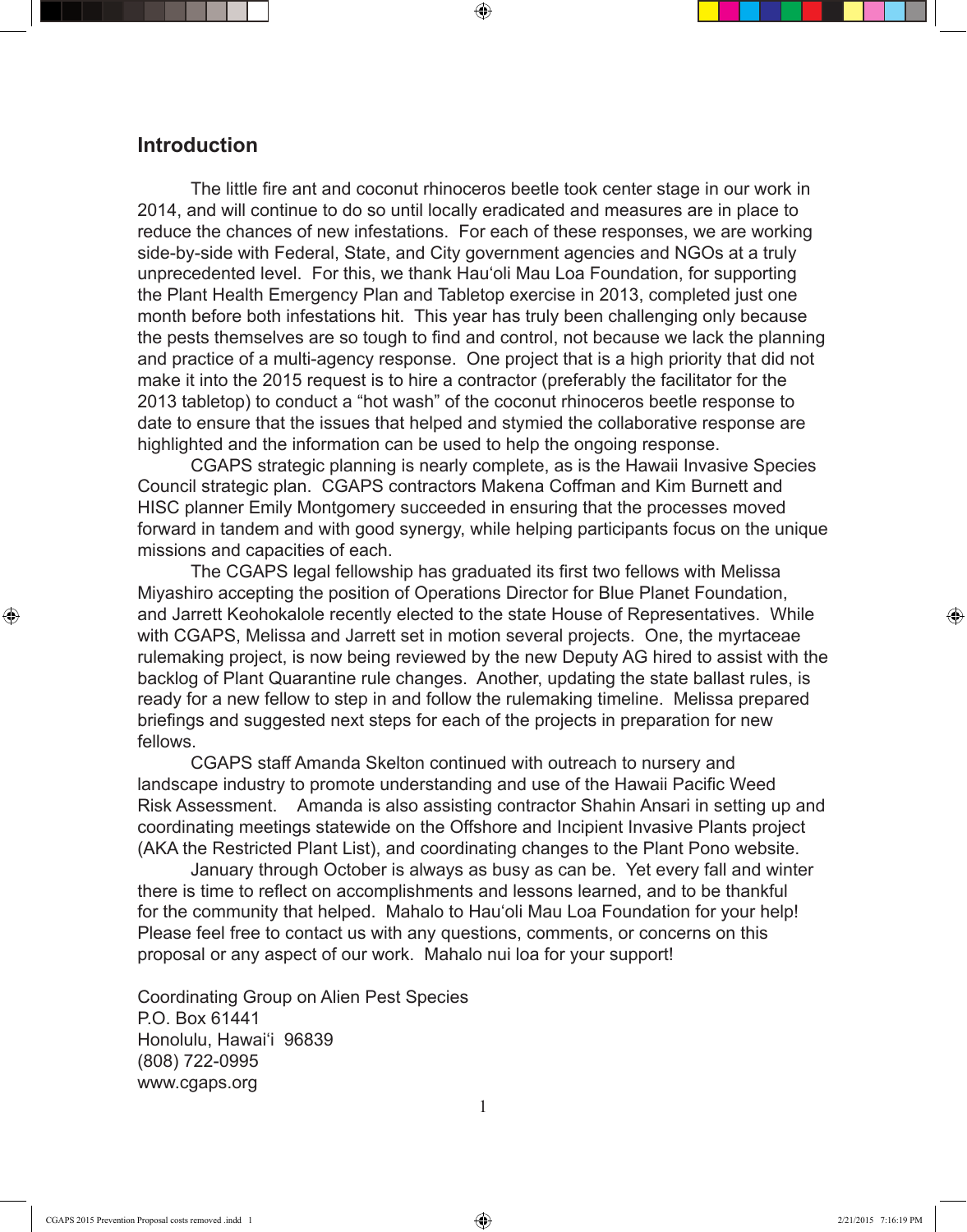## Introduction

The little fire ant and coconut rhinoceros beetle took center stage in our work in 2014, and will continue to do so until locally eradicated and measures are in place to reduce the chances of new infestations. For each of these responses, we are working side-by-side with Federal, State, and City government agencies and NGOs at a truly unprecedented level. For this, we thank Hau'oli Mau Loa Foundation, for supporting the Plant Health Emergency Plan and Tabletop exercise in 2013, completed just one month before both infestations hit. This year has truly been challenging only because the pests themselves are so tough to find and control, not because we lack the planning and practice of a multi-agency response. One project that is a high priority that did not make it into the 2015 request is to hire a contractor (preferably the facilitator for the 2013 tabletop) to conduct a "hot wash" of the coconut rhinoceros beetle response to date to ensure that the issues that helped and stymied the collaborative response are highlighted and the information can be used to help the ongoing response.

CGAPS strategic planning is nearly complete, as is the Hawaii Invasive Species Council strategic plan. CGAPS contractors Makena Coffman and Kim Burnett and HISC planner Emily Montgomery succeeded in ensuring that the processes moved forward in tandem and with good synergy, while helping participants focus on the unique missions and capacities of each.

The CGAPS legal fellowship has graduated its first two fellows with Melissa Miyashiro accepting the position of Operations Director for Blue Planet Foundation, and Jarrett Keohokalole recently elected to the state House of Representatives. While with CGAPS, Melissa and Jarrett set in motion several projects. One, the myrtaceae rulemaking project, is now being reviewed by the new Deputy AG hired to assist with the backlog of Plant Quarantine rule changes. Another, updating the state ballast rules, is ready for a new fellow to step in and follow the rulemaking timeline. Melissa prepared briefings and suggested next steps for each of the projects in preparation for new fellows.

CGAPS staff Amanda Skelton continued with outreach to nursery and landscape industry to promote understanding and use of the Hawaii Pacific Weed Risk Assessment. Amanda is also assisting contractor Shahin Ansari in setting up and coordinating meetings statewide on the Offshore and Incipient Invasive Plants project (AKA the Restricted Plant List), and coordinating changes to the Plant Pono website.

January through October is always as busy as can be. Yet every fall and winter there is time to reflect on accomplishments and lessons learned, and to be thankful for the community that helped. Mahalo to Hau'oli Mau Loa Foundation for your help! Please feel free to contact us with any questions, comments, or concerns on this proposal or any aspect of our work. Mahalo nui loa for your support!

Coordinating Group on Alien Pest Species
P.O. Box 61441
Honolulu, Hawai'i 96839
(808) 722-0995
www.cgaps.org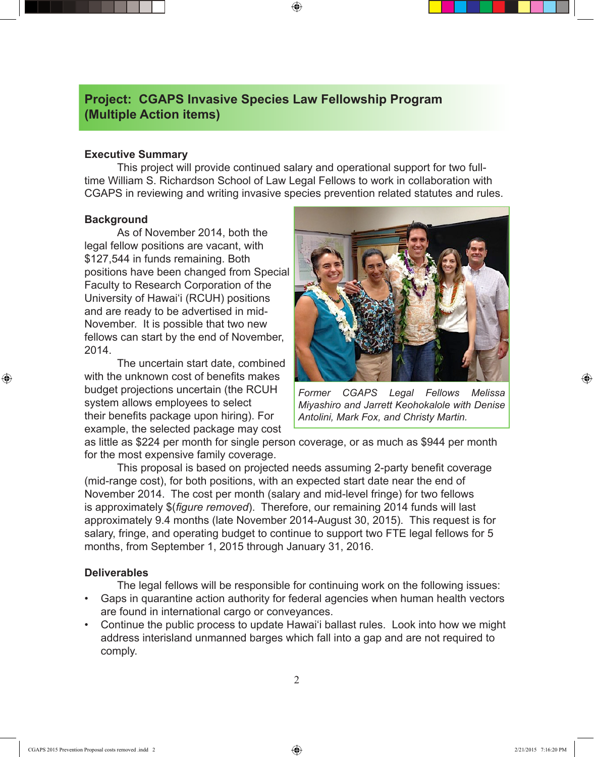## Project: CGAPS Invasive Species Law Fellowship Program (Multiple Action items)

### Executive Summary

This project will provide continued salary and operational support for two full-time William S. Richardson School of Law Legal Fellows to work in collaboration with CGAPS in reviewing and writing invasive species prevention related statutes and rules.

### Background

As of November 2014, both the legal fellow positions are vacant, with $127,544 in funds remaining. Both positions have been changed from Special Faculty to Research Corporation of the University of Hawai'i (RCUH) positions and are ready to be advertised in mid-November. It is possible that two new fellows can start by the end of November, 2014.

*Former CGAPS Legal Fellows Melissa Miyashiro and Jarrett Keohokalole with Denise Antolini, Mark Fox, and Christy Martin.*

The uncertain start date, combined with the unknown cost of benefits makes budget projections uncertain (the RCUH system allows employees to select their benefits package upon hiring). For example, the selected package may cost as little as $224 per month for single person coverage, or as much as $944 per month for the most expensive family coverage.

This proposal is based on projected needs assuming 2-party benefit coverage (mid-range cost), for both positions, with an expected start date near the end of November 2014. The cost per month (salary and mid-level fringe) for two fellows is approximately $(*figure removed*). Therefore, our remaining 2014 funds will last approximately 9.4 months (late November 2014-August 30, 2015). This request is for salary, fringe, and operating budget to continue to support two FTE legal fellows for 5 months, from September 1, 2015 through January 31, 2016.

### Deliverables

The legal fellows will be responsible for continuing work on the following issues:

- Gaps in quarantine action authority for federal agencies when human health vectors are found in international cargo or conveyances.
- Continue the public process to update Hawai'i ballast rules. Look into how we might address interisland unmanned barges which fall into a gap and are not required to comply.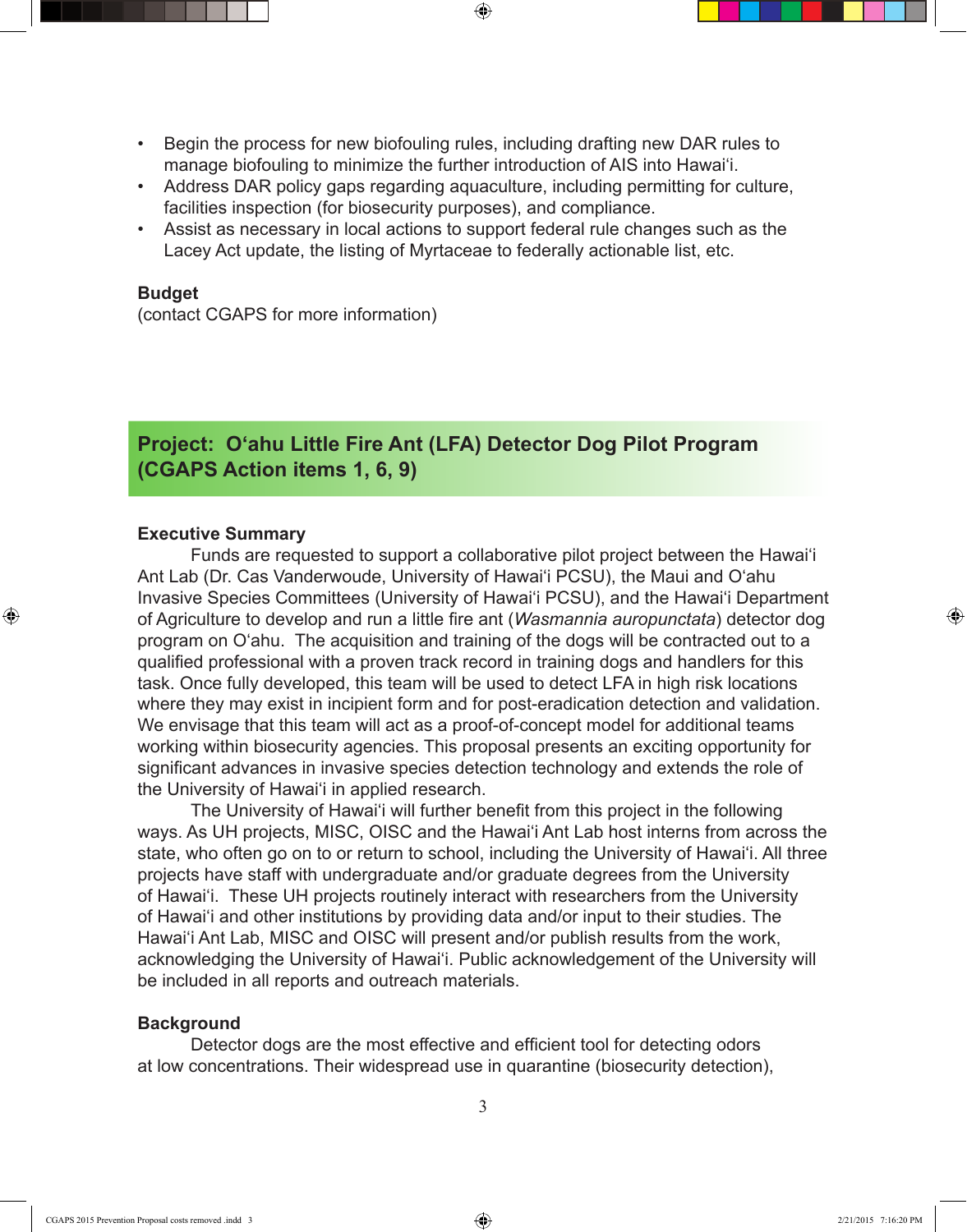- Begin the process for new biofouling rules, including drafting new DAR rules to manage biofouling to minimize the further introduction of AIS into Hawai'i.
- Address DAR policy gaps regarding aquaculture, including permitting for culture, facilities inspection (for biosecurity purposes), and compliance.
- Assist as necessary in local actions to support federal rule changes such as the Lacey Act update, the listing of Myrtaceae to federally actionable list, etc.

**Budget**
(contact CGAPS for more information)

## Project: O'ahu Little Fire Ant (LFA) Detector Dog Pilot Program (CGAPS Action items 1, 6, 9)

**Executive Summary**

Funds are requested to support a collaborative pilot project between the Hawai'i Ant Lab (Dr. Cas Vanderwoude, University of Hawai'i PCSU), the Maui and O'ahu Invasive Species Committees (University of Hawai'i PCSU), and the Hawai'i Department of Agriculture to develop and run a little fire ant (*Wasmannia auropunctata*) detector dog program on O'ahu. The acquisition and training of the dogs will be contracted out to a qualified professional with a proven track record in training dogs and handlers for this task. Once fully developed, this team will be used to detect LFA in high risk locations where they may exist in incipient form and for post-eradication detection and validation. We envisage that this team will act as a proof-of-concept model for additional teams working within biosecurity agencies. This proposal presents an exciting opportunity for significant advances in invasive species detection technology and extends the role of the University of Hawai'i in applied research.

The University of Hawai'i will further benefit from this project in the following ways. As UH projects, MISC, OISC and the Hawai'i Ant Lab host interns from across the state, who often go on to or return to school, including the University of Hawai'i. All three projects have staff with undergraduate and/or graduate degrees from the University of Hawai'i. These UH projects routinely interact with researchers from the University of Hawai'i and other institutions by providing data and/or input to their studies. The Hawai'i Ant Lab, MISC and OISC will present and/or publish results from the work, acknowledging the University of Hawai'i. Public acknowledgement of the University will be included in all reports and outreach materials.

**Background**

Detector dogs are the most effective and efficient tool for detecting odors at low concentrations. Their widespread use in quarantine (biosecurity detection),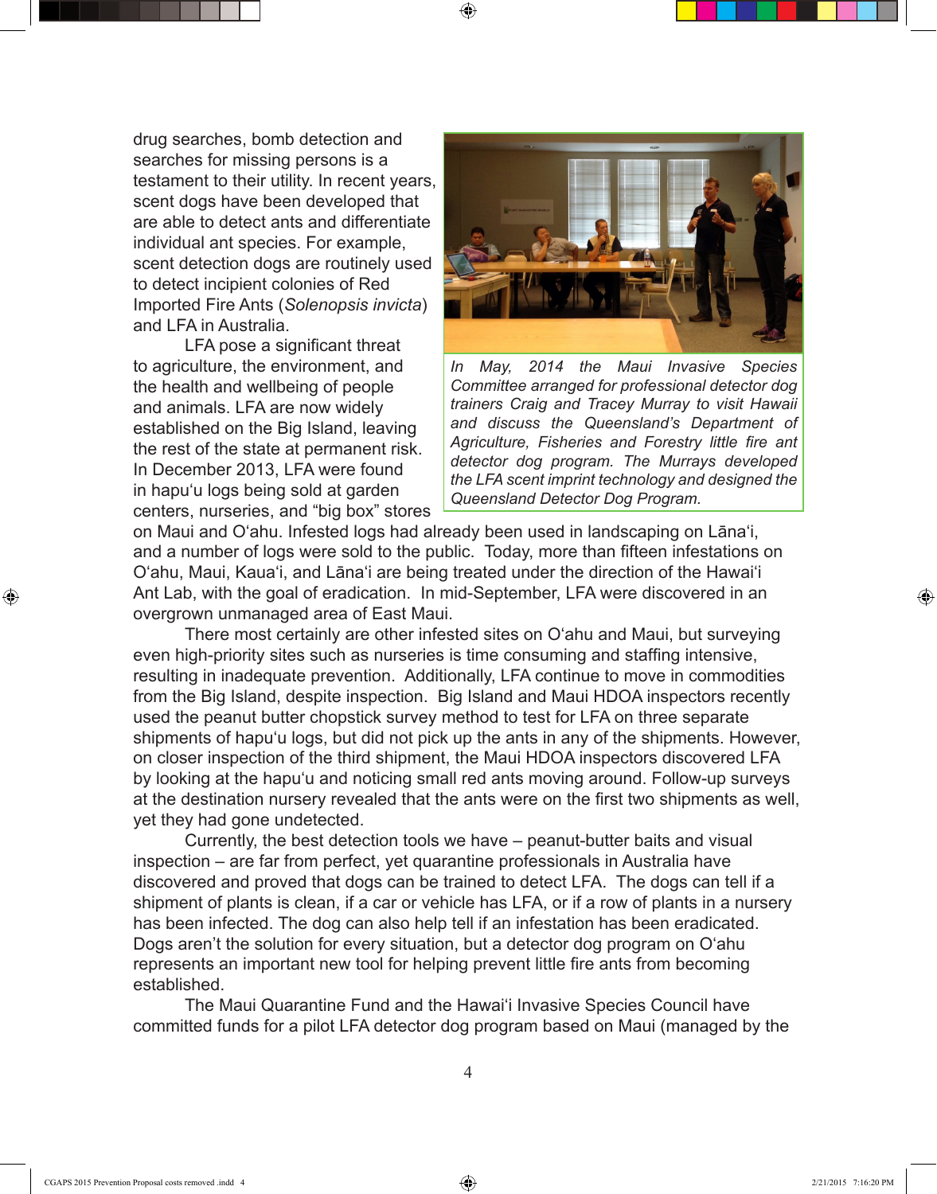drug searches, bomb detection and searches for missing persons is a testament to their utility. In recent years, scent dogs have been developed that are able to detect ants and differentiate individual ant species. For example, scent detection dogs are routinely used to detect incipient colonies of Red Imported Fire Ants (*Solenopsis invicta*) and LFA in Australia.

*In May, 2014 the Maui Invasive Species Committee arranged for professional detector dog trainers Craig and Tracey Murray to visit Hawaii and discuss the Queensland's Department of Agriculture, Fisheries and Forestry little fire ant detector dog program. The Murrays developed the LFA scent imprint technology and designed the Queensland Detector Dog Program.*

LFA pose a significant threat to agriculture, the environment, and the health and wellbeing of people and animals. LFA are now widely established on the Big Island, leaving the rest of the state at permanent risk. In December 2013, LFA were found in hapu'u logs being sold at garden centers, nurseries, and "big box" stores on Maui and O'ahu. Infested logs had already been used in landscaping on Lāna'i, and a number of logs were sold to the public. Today, more than fifteen infestations on O'ahu, Maui, Kaua'i, and Lāna'i are being treated under the direction of the Hawai'i Ant Lab, with the goal of eradication. In mid-September, LFA were discovered in an overgrown unmanaged area of East Maui.

There most certainly are other infested sites on O'ahu and Maui, but surveying even high-priority sites such as nurseries is time consuming and staffing intensive, resulting in inadequate prevention. Additionally, LFA continue to move in commodities from the Big Island, despite inspection. Big Island and Maui HDOA inspectors recently used the peanut butter chopstick survey method to test for LFA on three separate shipments of hapu'u logs, but did not pick up the ants in any of the shipments. However, on closer inspection of the third shipment, the Maui HDOA inspectors discovered LFA by looking at the hapu'u and noticing small red ants moving around. Follow-up surveys at the destination nursery revealed that the ants were on the first two shipments as well, yet they had gone undetected.

Currently, the best detection tools we have – peanut-butter baits and visual inspection – are far from perfect, yet quarantine professionals in Australia have discovered and proved that dogs can be trained to detect LFA. The dogs can tell if a shipment of plants is clean, if a car or vehicle has LFA, or if a row of plants in a nursery has been infected. The dog can also help tell if an infestation has been eradicated. Dogs aren't the solution for every situation, but a detector dog program on O'ahu represents an important new tool for helping prevent little fire ants from becoming established.

The Maui Quarantine Fund and the Hawai'i Invasive Species Council have committed funds for a pilot LFA detector dog program based on Maui (managed by the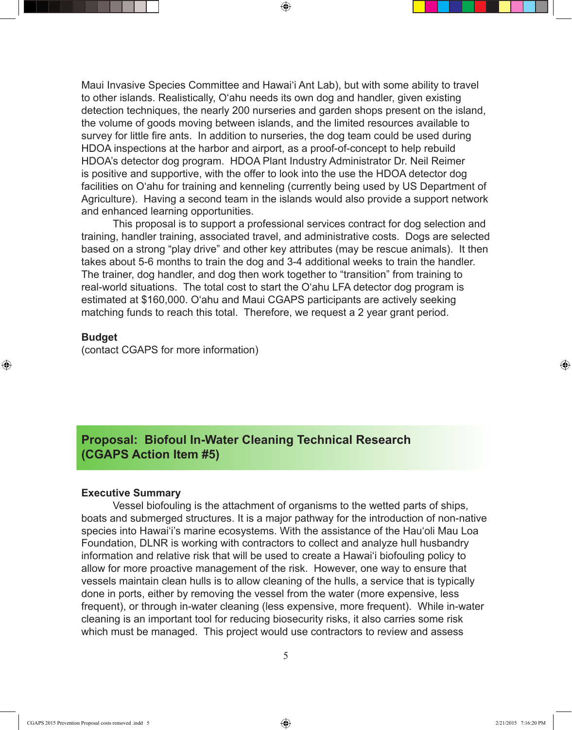Maui Invasive Species Committee and Hawaiʻi Ant Lab), but with some ability to travel to other islands. Realistically, Oʻahu needs its own dog and handler, given existing detection techniques, the nearly 200 nurseries and garden shops present on the island, the volume of goods moving between islands, and the limited resources available to survey for little fire ants. In addition to nurseries, the dog team could be used during HDOA inspections at the harbor and airport, as a proof-of-concept to help rebuild HDOA's detector dog program. HDOA Plant Industry Administrator Dr. Neil Reimer is positive and supportive, with the offer to look into the use the HDOA detector dog facilities on Oʻahu for training and kenneling (currently being used by US Department of Agriculture). Having a second team in the islands would also provide a support network and enhanced learning opportunities.

This proposal is to support a professional services contract for dog selection and training, handler training, associated travel, and administrative costs. Dogs are selected based on a strong "play drive" and other key attributes (may be rescue animals). It then takes about 5-6 months to train the dog and 3-4 additional weeks to train the handler. The trainer, dog handler, and dog then work together to "transition" from training to real-world situations. The total cost to start the Oʻahu LFA detector dog program is estimated at $160,000. Oʻahu and Maui CGAPS participants are actively seeking matching funds to reach this total. Therefore, we request a 2 year grant period.

**Budget**

(contact CGAPS for more information)

## Proposal: Biofoul In-Water Cleaning Technical Research (CGAPS Action Item #5)

**Executive Summary**

Vessel biofouling is the attachment of organisms to the wetted parts of ships, boats and submerged structures. It is a major pathway for the introduction of non-native species into Hawaiʻi's marine ecosystems. With the assistance of the Hauʻoli Mau Loa Foundation, DLNR is working with contractors to collect and analyze hull husbandry information and relative risk that will be used to create a Hawaiʻi biofouling policy to allow for more proactive management of the risk. However, one way to ensure that vessels maintain clean hulls is to allow cleaning of the hulls, a service that is typically done in ports, either by removing the vessel from the water (more expensive, less frequent), or through in-water cleaning (less expensive, more frequent). While in-water cleaning is an important tool for reducing biosecurity risks, it also carries some risk which must be managed. This project would use contractors to review and assess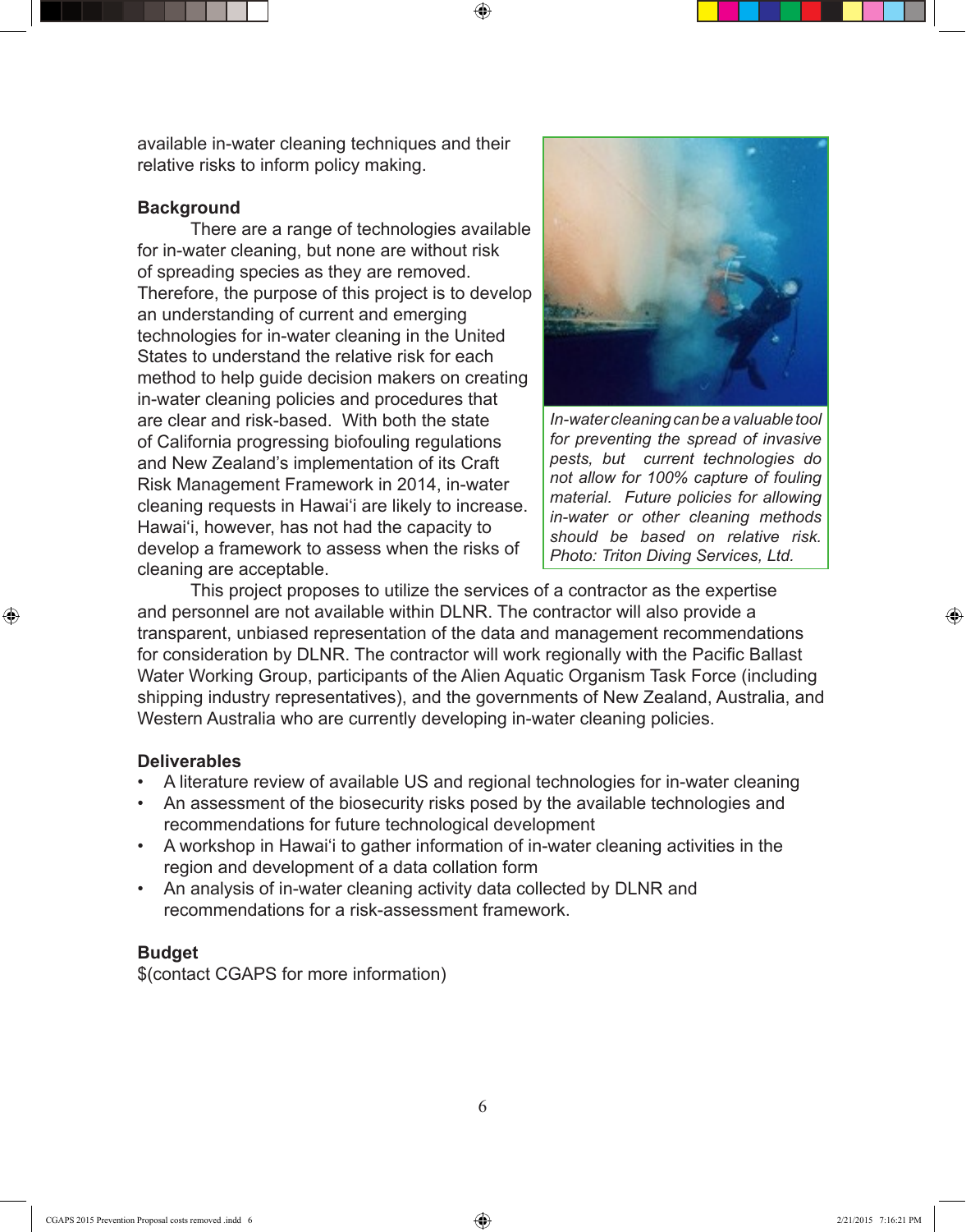available in-water cleaning techniques and their relative risks to inform policy making.

**Background**

There are a range of technologies available for in-water cleaning, but none are without risk of spreading species as they are removed. Therefore, the purpose of this project is to develop an understanding of current and emerging technologies for in-water cleaning in the United States to understand the relative risk for each method to help guide decision makers on creating in-water cleaning policies and procedures that are clear and risk-based. With both the state of California progressing biofouling regulations and New Zealand's implementation of its Craft Risk Management Framework in 2014, in-water cleaning requests in Hawai'i are likely to increase. Hawai'i, however, has not had the capacity to develop a framework to assess when the risks of cleaning are acceptable.

*In-water cleaning can be a valuable tool for preventing the spread of invasive pests, but current technologies do not allow for 100% capture of fouling material. Future policies for allowing in-water or other cleaning methods should be based on relative risk. Photo: Triton Diving Services, Ltd.*

This project proposes to utilize the services of a contractor as the expertise and personnel are not available within DLNR. The contractor will also provide a transparent, unbiased representation of the data and management recommendations for consideration by DLNR. The contractor will work regionally with the Pacific Ballast Water Working Group, participants of the Alien Aquatic Organism Task Force (including shipping industry representatives), and the governments of New Zealand, Australia, and Western Australia who are currently developing in-water cleaning policies.

**Deliverables**

- A literature review of available US and regional technologies for in-water cleaning
- An assessment of the biosecurity risks posed by the available technologies and recommendations for future technological development
- A workshop in Hawai'i to gather information of in-water cleaning activities in the region and development of a data collation form
- An analysis of in-water cleaning activity data collected by DLNR and recommendations for a risk-assessment framework.

**Budget**

$(contact CGAPS for more information)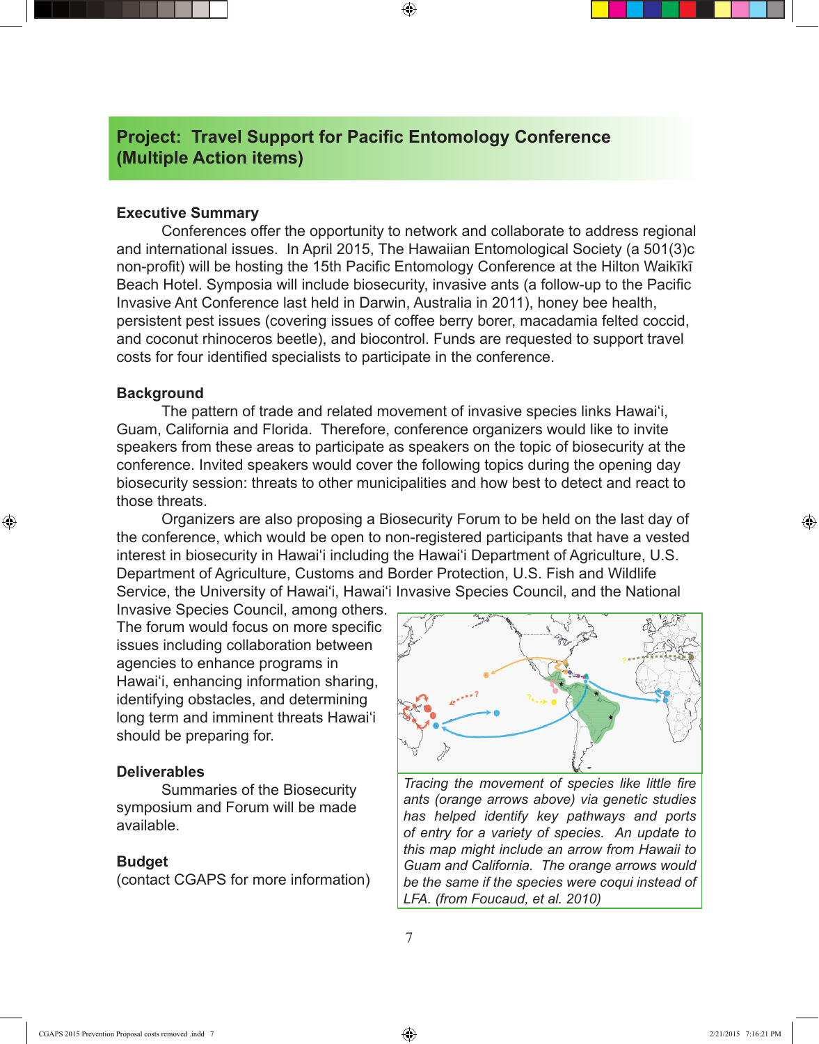## Project: Travel Support for Pacific Entomology Conference (Multiple Action items)

### Executive Summary

Conferences offer the opportunity to network and collaborate to address regional and international issues. In April 2015, The Hawaiian Entomological Society (a 501(3)c non-profit) will be hosting the 15th Pacific Entomology Conference at the Hilton Waikīkī Beach Hotel. Symposia will include biosecurity, invasive ants (a follow-up to the Pacific Invasive Ant Conference last held in Darwin, Australia in 2011), honey bee health, persistent pest issues (covering issues of coffee berry borer, macadamia felted coccid, and coconut rhinoceros beetle), and biocontrol. Funds are requested to support travel costs for four identified specialists to participate in the conference.

### Background

The pattern of trade and related movement of invasive species links Hawai‘i, Guam, California and Florida. Therefore, conference organizers would like to invite speakers from these areas to participate as speakers on the topic of biosecurity at the conference. Invited speakers would cover the following topics during the opening day biosecurity session: threats to other municipalities and how best to detect and react to those threats.

Organizers are also proposing a Biosecurity Forum to be held on the last day of the conference, which would be open to non-registered participants that have a vested interest in biosecurity in Hawai‘i including the Hawai‘i Department of Agriculture, U.S. Department of Agriculture, Customs and Border Protection, U.S. Fish and Wildlife Service, the University of Hawai‘i, Hawai‘i Invasive Species Council, and the National Invasive Species Council, among others. The forum would focus on more specific issues including collaboration between agencies to enhance programs in Hawai‘i, enhancing information sharing, identifying obstacles, and determining long term and imminent threats Hawai‘i should be preparing for.

*Tracing the movement of species like little fire ants (orange arrows above) via genetic studies has helped identify key pathways and ports of entry for a variety of species. An update to this map might include an arrow from Hawaii to Guam and California. The orange arrows would be the same if the species were coqui instead of LFA. (from Foucaud, et al. 2010)*

### Deliverables

Summaries of the Biosecurity symposium and Forum will be made available.

### Budget

(contact CGAPS for more information)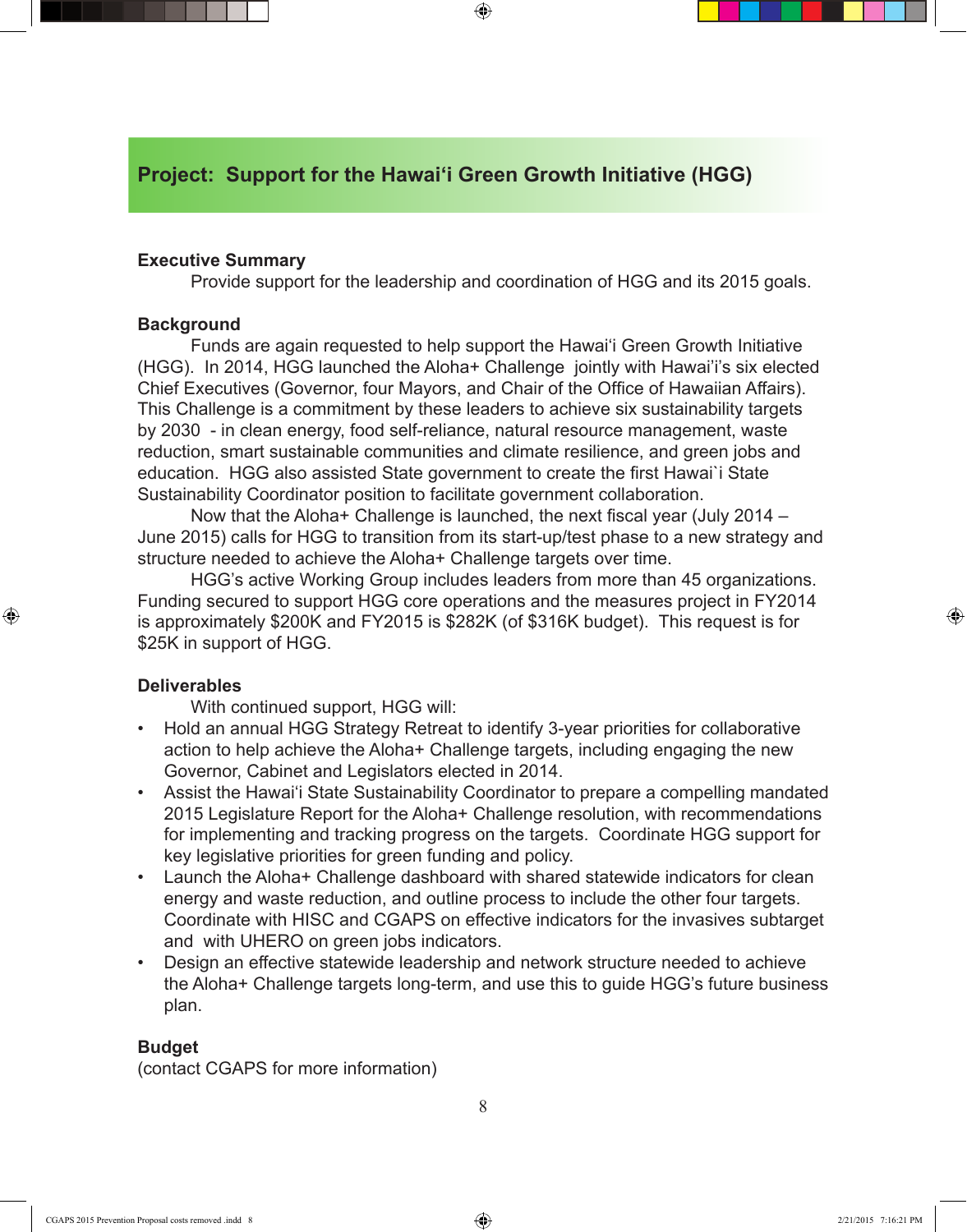## Project: Support for the Hawai‘i Green Growth Initiative (HGG)

**Executive Summary**

Provide support for the leadership and coordination of HGG and its 2015 goals.

**Background**

Funds are again requested to help support the Hawai'i Green Growth Initiative (HGG). In 2014, HGG launched the Aloha+ Challenge jointly with Hawai'i's six elected Chief Executives (Governor, four Mayors, and Chair of the Office of Hawaiian Affairs). This Challenge is a commitment by these leaders to achieve six sustainability targets by 2030 - in clean energy, food self-reliance, natural resource management, waste reduction, smart sustainable communities and climate resilience, and green jobs and education. HGG also assisted State government to create the first Hawai`i State Sustainability Coordinator position to facilitate government collaboration.

Now that the Aloha+ Challenge is launched, the next fiscal year (July 2014 – June 2015) calls for HGG to transition from its start-up/test phase to a new strategy and structure needed to achieve the Aloha+ Challenge targets over time.

HGG's active Working Group includes leaders from more than 45 organizations. Funding secured to support HGG core operations and the measures project in FY2014 is approximately $200K and FY2015 is $282K (of $316K budget). This request is for $25K in support of HGG.

**Deliverables**

With continued support, HGG will:

- Hold an annual HGG Strategy Retreat to identify 3-year priorities for collaborative action to help achieve the Aloha+ Challenge targets, including engaging the new Governor, Cabinet and Legislators elected in 2014.
- Assist the Hawai'i State Sustainability Coordinator to prepare a compelling mandated 2015 Legislature Report for the Aloha+ Challenge resolution, with recommendations for implementing and tracking progress on the targets. Coordinate HGG support for key legislative priorities for green funding and policy.
- Launch the Aloha+ Challenge dashboard with shared statewide indicators for clean energy and waste reduction, and outline process to include the other four targets. Coordinate with HISC and CGAPS on effective indicators for the invasives subtarget and with UHERO on green jobs indicators.
- Design an effective statewide leadership and network structure needed to achieve the Aloha+ Challenge targets long-term, and use this to guide HGG's future business plan.

**Budget**

(contact CGAPS for more information)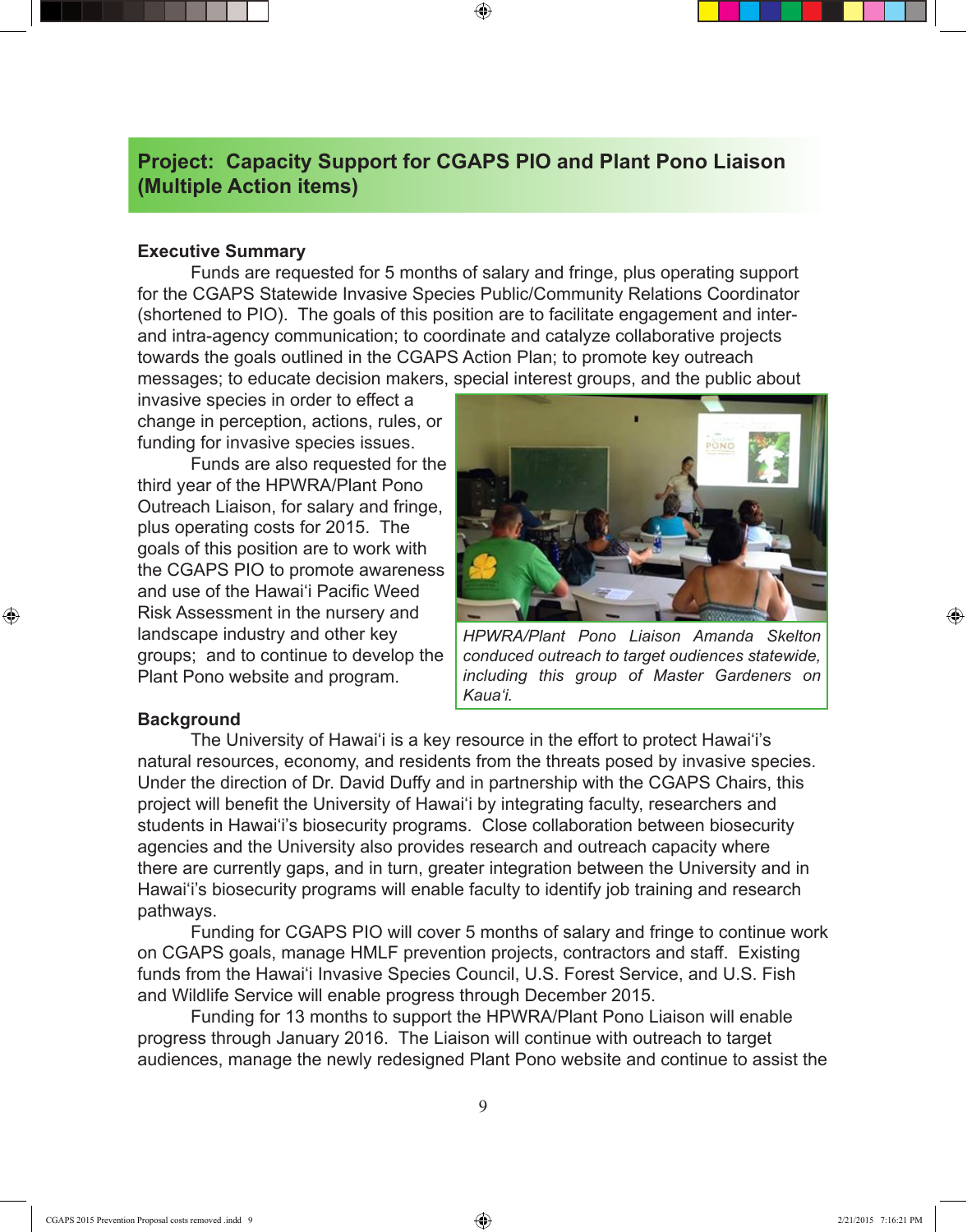## Project: Capacity Support for CGAPS PIO and Plant Pono Liaison (Multiple Action items)

### Executive Summary

Funds are requested for 5 months of salary and fringe, plus operating support for the CGAPS Statewide Invasive Species Public/Community Relations Coordinator (shortened to PIO). The goals of this position are to facilitate engagement and inter- and intra-agency communication; to coordinate and catalyze collaborative projects towards the goals outlined in the CGAPS Action Plan; to promote key outreach messages; to educate decision makers, special interest groups, and the public about invasive species in order to effect a change in perception, actions, rules, or funding for invasive species issues.

Funds are also requested for the third year of the HPWRA/Plant Pono Outreach Liaison, for salary and fringe, plus operating costs for 2015. The goals of this position are to work with the CGAPS PIO to promote awareness and use of the Hawai'i Pacific Weed Risk Assessment in the nursery and landscape industry and other key groups; and to continue to develop the Plant Pono website and program.

*HPWRA/Plant Pono Liaison Amanda Skelton conducted outreach to target oudiences statewide, including this group of Master Gardeners on Kaua'i.*

### Background

The University of Hawai'i is a key resource in the effort to protect Hawai'i's natural resources, economy, and residents from the threats posed by invasive species. Under the direction of Dr. David Duffy and in partnership with the CGAPS Chairs, this project will benefit the University of Hawai'i by integrating faculty, researchers and students in Hawai'i's biosecurity programs. Close collaboration between biosecurity agencies and the University also provides research and outreach capacity where there are currently gaps, and in turn, greater integration between the University and in Hawai'i's biosecurity programs will enable faculty to identify job training and research pathways.

Funding for CGAPS PIO will cover 5 months of salary and fringe to continue work on CGAPS goals, manage HMLF prevention projects, contractors and staff. Existing funds from the Hawai'i Invasive Species Council, U.S. Forest Service, and U.S. Fish and Wildlife Service will enable progress through December 2015.

Funding for 13 months to support the HPWRA/Plant Pono Liaison will enable progress through January 2016. The Liaison will continue with outreach to target audiences, manage the newly redesigned Plant Pono website and continue to assist the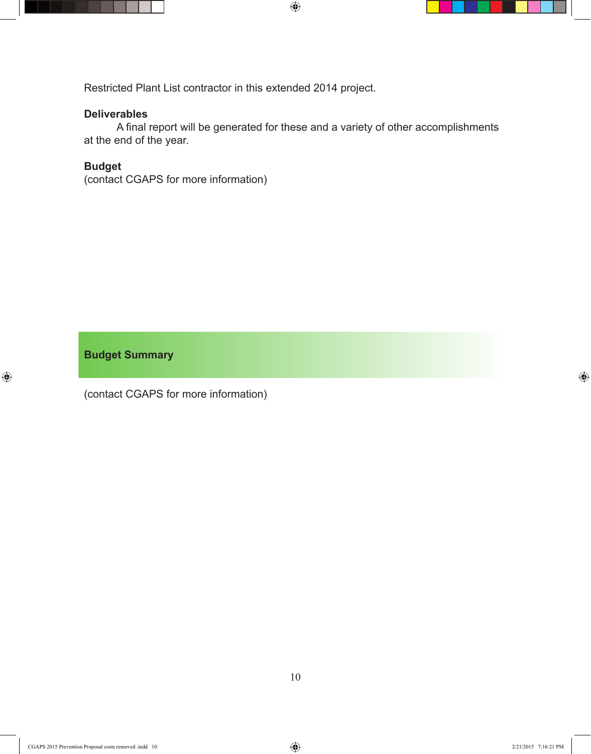Restricted Plant List contractor in this extended 2014 project.

**Deliverables**

A final report will be generated for these and a variety of other accomplishments at the end of the year.

**Budget**

(contact CGAPS for more information)

## Budget Summary

(contact CGAPS for more information)